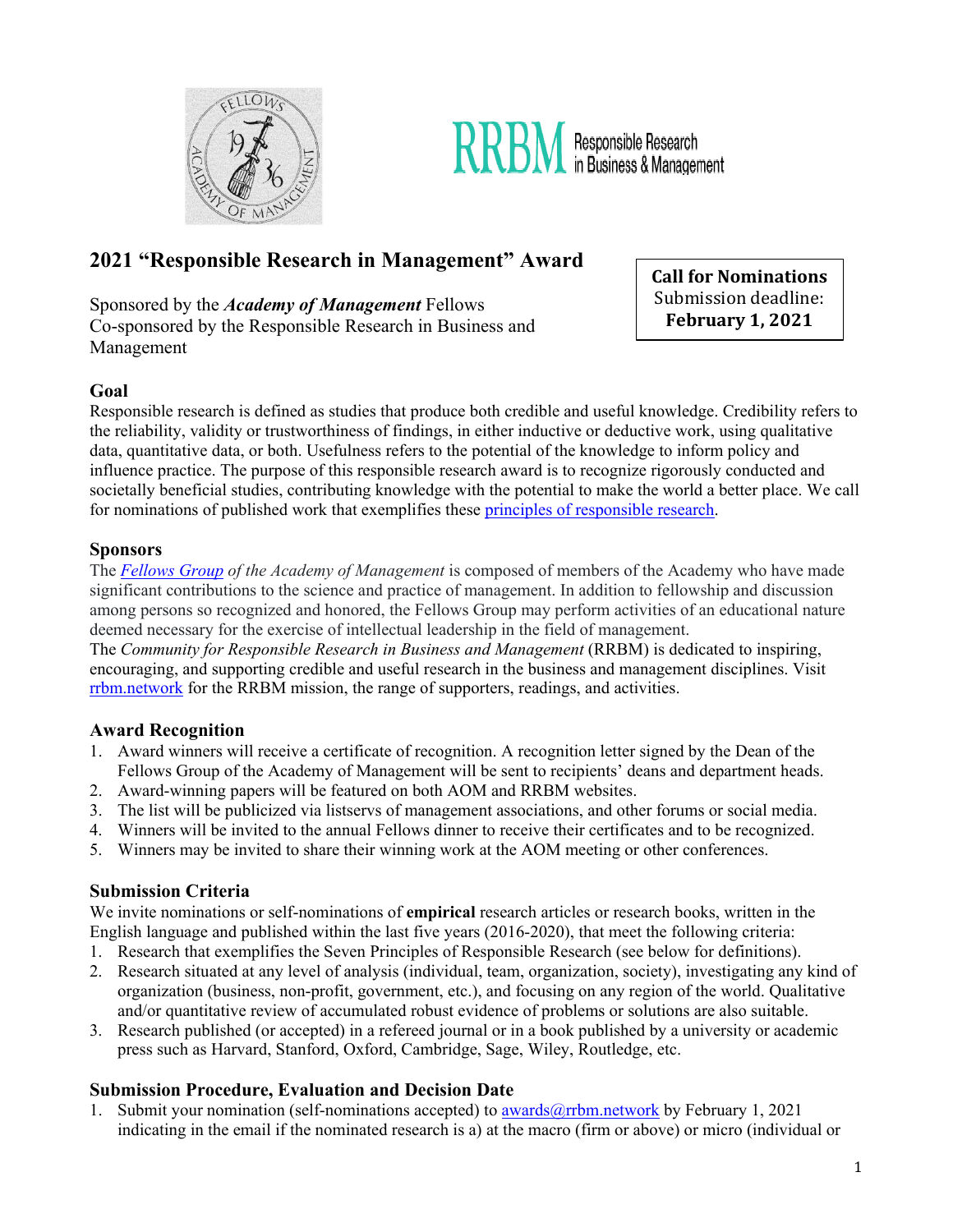# 2021 "Responsible Research in Management" Award

Sponsored by the ***Academy of Management*** Fellows
Co-sponsored by the Responsible Research in Business and Management

**Call for Nominations**
Submission deadline:
**February 1, 2021**

## Goal

Responsible research is defined as studies that produce both credible and useful knowledge. Credibility refers to the reliability, validity or trustworthiness of findings, in either inductive or deductive work, using qualitative data, quantitative data, or both. Usefulness refers to the potential of the knowledge to inform policy and influence practice. The purpose of this responsible research award is to recognize rigorously conducted and societally beneficial studies, contributing knowledge with the potential to make the world a better place. We call for nominations of published work that exemplifies these principles of responsible research.

## Sponsors

The ***Fellows Group*** *of the Academy of Management* is composed of members of the Academy who have made significant contributions to the science and practice of management. In addition to fellowship and discussion among persons so recognized and honored, the Fellows Group may perform activities of an educational nature deemed necessary for the exercise of intellectual leadership in the field of management.
The *Community for Responsible Research in Business and Management* (RRBM) is dedicated to inspiring, encouraging, and supporting credible and useful research in the business and management disciplines. Visit rrbm.network for the RRBM mission, the range of supporters, readings, and activities.

## Award Recognition

1. Award winners will receive a certificate of recognition. A recognition letter signed by the Dean of the Fellows Group of the Academy of Management will be sent to recipients' deans and department heads.
2. Award-winning papers will be featured on both AOM and RRBM websites.
3. The list will be publicized via listservs of management associations, and other forums or social media.
4. Winners will be invited to the annual Fellows dinner to receive their certificates and to be recognized.
5. Winners may be invited to share their winning work at the AOM meeting or other conferences.

## Submission Criteria

We invite nominations or self-nominations of **empirical** research articles or research books, written in the English language and published within the last five years (2016-2020), that meet the following criteria:

1. Research that exemplifies the Seven Principles of Responsible Research (see below for definitions).
2. Research situated at any level of analysis (individual, team, organization, society), investigating any kind of organization (business, non-profit, government, etc.), and focusing on any region of the world. Qualitative and/or quantitative review of accumulated robust evidence of problems or solutions are also suitable.
3. Research published (or accepted) in a refereed journal or in a book published by a university or academic press such as Harvard, Stanford, Oxford, Cambridge, Sage, Wiley, Routledge, etc.

## Submission Procedure, Evaluation and Decision Date

1. Submit your nomination (self-nominations accepted) to awards@rrbm.network by February 1, 2021 indicating in the email if the nominated research is a) at the macro (firm or above) or micro (individual or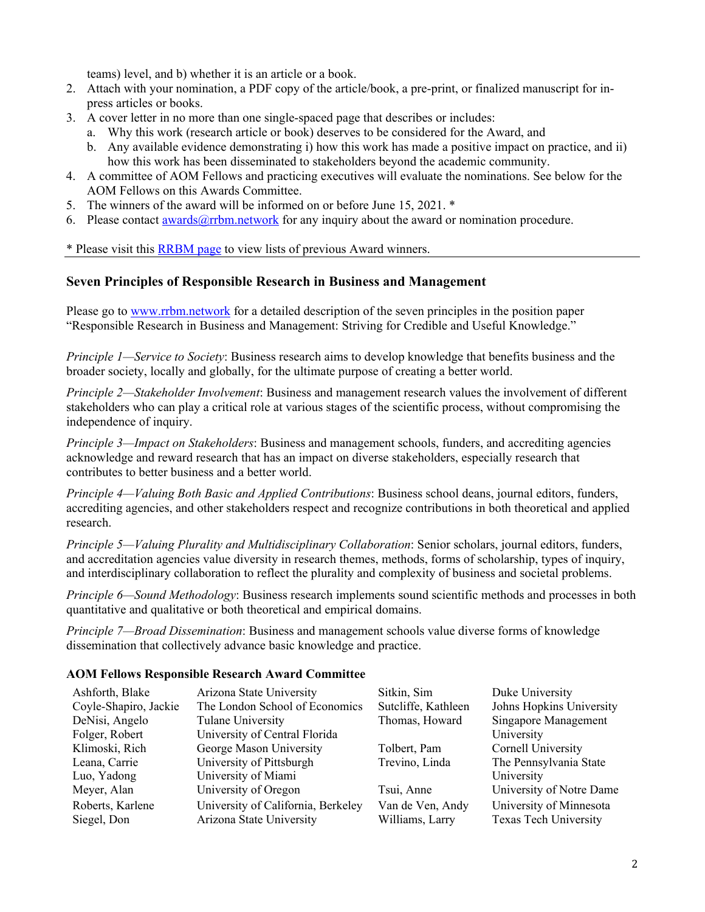teams) level, and b) whether it is an article or a book.

2. Attach with your nomination, a PDF copy of the article/book, a pre-print, or finalized manuscript for in-press articles or books.
3. A cover letter in no more than one single-spaced page that describes or includes:
   a. Why this work (research article or book) deserves to be considered for the Award, and
   b. Any available evidence demonstrating i) how this work has made a positive impact on practice, and ii) how this work has been disseminated to stakeholders beyond the academic community.
4. A committee of AOM Fellows and practicing executives will evaluate the nominations. See below for the AOM Fellows on this Awards Committee.
5. The winners of the award will be informed on or before June 15, 2021. *
6. Please contact awards@rrbm.network for any inquiry about the award or nomination procedure.

* Please visit this RRBM page to view lists of previous Award winners.

## Seven Principles of Responsible Research in Business and Management

Please go to www.rrbm.network for a detailed description of the seven principles in the position paper "Responsible Research in Business and Management: Striving for Credible and Useful Knowledge."

*Principle 1—Service to Society*: Business research aims to develop knowledge that benefits business and the broader society, locally and globally, for the ultimate purpose of creating a better world.

*Principle 2—Stakeholder Involvement*: Business and management research values the involvement of different stakeholders who can play a critical role at various stages of the scientific process, without compromising the independence of inquiry.

*Principle 3—Impact on Stakeholders*: Business and management schools, funders, and accrediting agencies acknowledge and reward research that has an impact on diverse stakeholders, especially research that contributes to better business and a better world.

*Principle 4—Valuing Both Basic and Applied Contributions*: Business school deans, journal editors, funders, accrediting agencies, and other stakeholders respect and recognize contributions in both theoretical and applied research.

*Principle 5—Valuing Plurality and Multidisciplinary Collaboration*: Senior scholars, journal editors, funders, and accreditation agencies value diversity in research themes, methods, forms of scholarship, types of inquiry, and interdisciplinary collaboration to reflect the plurality and complexity of business and societal problems.

*Principle 6—Sound Methodology*: Business research implements sound scientific methods and processes in both quantitative and qualitative or both theoretical and empirical domains.

*Principle 7—Broad Dissemination*: Business and management schools value diverse forms of knowledge dissemination that collectively advance basic knowledge and practice.

**AOM Fellows Responsible Research Award Committee**

| | | | |
|---|---|---|---|
| Ashforth, Blake | Arizona State University | Sitkin, Sim | Duke University |
| Coyle-Shapiro, Jackie | The London School of Economics | Sutcliffe, Kathleen | Johns Hopkins University |
| DeNisi, Angelo | Tulane University | Thomas, Howard | Singapore Management University |
| Folger, Robert | University of Central Florida | | |
| Klimoski, Rich | George Mason University | Tolbert, Pam | Cornell University |
| Leana, Carrie | University of Pittsburgh | Trevino, Linda | The Pennsylvania State University |
| Luo, Yadong | University of Miami | | |
| Meyer, Alan | University of Oregon | Tsui, Anne | University of Notre Dame |
| Roberts, Karlene | University of California, Berkeley | Van de Ven, Andy | University of Minnesota |
| Siegel, Don | Arizona State University | Williams, Larry | Texas Tech University |